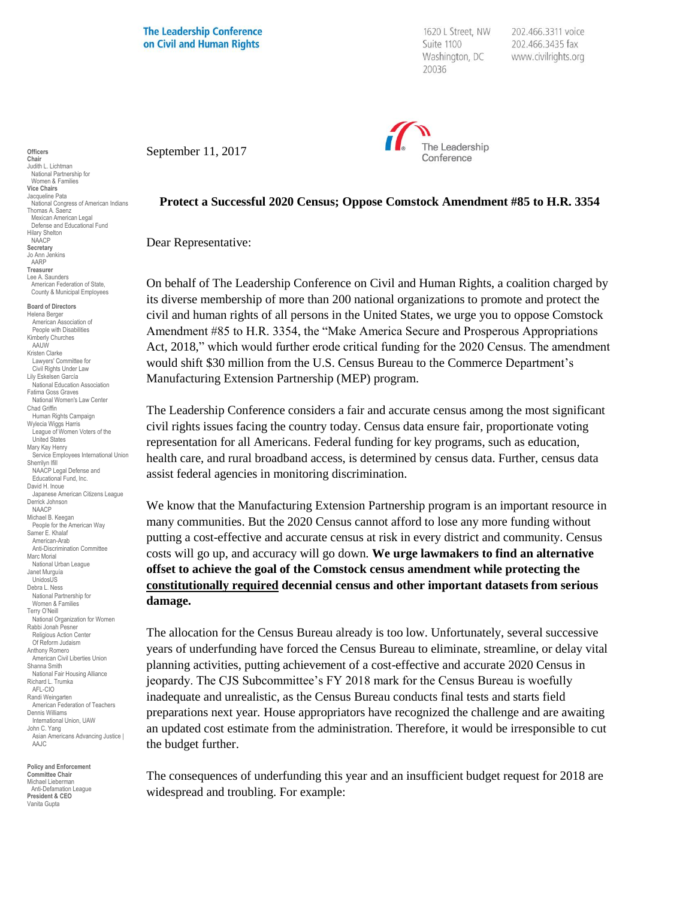**The Leadership Conference on Civil and Human Rights**

1620 L Street, NW
Suite 1100
Washington, DC
20036

202.466.3311 voice
202.466.3435 fax
www.civilrights.org

**Officers**
**Chair**
Judith L. Lichtman
National Partnership for Women & Families
**Vice Chairs**
Jacqueline Pata
National Congress of American Indians
Thomas A. Saenz
Mexican American Legal Defense and Educational Fund
Hilary Shelton
NAACP
**Secretary**
Jo Ann Jenkins
AARP
**Treasurer**
Lee A. Saunders
American Federation of State, County & Municipal Employees

**Board of Directors**
Helena Berger
American Association of People with Disabilities
Kimberly Churches
AAUW
Kristen Clarke
Lawyers' Committee for Civil Rights Under Law
Lily Eskelsen García
National Education Association
Fatima Goss Graves
National Women's Law Center
Chad Griffin
Human Rights Campaign
Wylecia Wiggs Harris
League of Women Voters of the United States
Mary Kay Henry
Service Employees International Union
Sherrilyn Ifill
NAACP Legal Defense and Educational Fund, Inc.
David H. Inoue
Japanese American Citizens League
Derrick Johnson
NAACP
Michael B. Keegan
People for the American Way
Samer E. Khalaf
American-Arab Anti-Discrimination Committee
Marc Morial
National Urban League
Janet Murguía
UnidosUS
Debra L. Ness
National Partnership for Women & Families
Terry O'Neill
National Organization for Women
Rabbi Jonah Pesner
Religious Action Center Of Reform Judaism
Anthony Romero
American Civil Liberties Union
Shanna Smith
National Fair Housing Alliance
Richard L. Trumka
AFL-CIO
Randi Weingarten
American Federation of Teachers
Dennis Williams
International Union, UAW
John C. Yang
Asian Americans Advancing Justice | AAJC

**Policy and Enforcement Committee Chair**
Michael Lieberman
Anti-Defamation League
**President & CEO**
Vanita Gupta

September 11, 2017

**Protect a Successful 2020 Census; Oppose Comstock Amendment #85 to H.R. 3354**

Dear Representative:

On behalf of The Leadership Conference on Civil and Human Rights, a coalition charged by its diverse membership of more than 200 national organizations to promote and protect the civil and human rights of all persons in the United States, we urge you to oppose Comstock Amendment #85 to H.R. 3354, the "Make America Secure and Prosperous Appropriations Act, 2018," which would further erode critical funding for the 2020 Census. The amendment would shift $30 million from the U.S. Census Bureau to the Commerce Department's Manufacturing Extension Partnership (MEP) program.

The Leadership Conference considers a fair and accurate census among the most significant civil rights issues facing the country today. Census data ensure fair, proportionate voting representation for all Americans. Federal funding for key programs, such as education, health care, and rural broadband access, is determined by census data. Further, census data assist federal agencies in monitoring discrimination.

We know that the Manufacturing Extension Partnership program is an important resource in many communities. But the 2020 Census cannot afford to lose any more funding without putting a cost-effective and accurate census at risk in every district and community. Census costs will go up, and accuracy will go down. **We urge lawmakers to find an alternative offset to achieve the goal of the Comstock census amendment while protecting the <u>constitutionally required</u> decennial census and other important datasets from serious damage.**

The allocation for the Census Bureau already is too low. Unfortunately, several successive years of underfunding have forced the Census Bureau to eliminate, streamline, or delay vital planning activities, putting achievement of a cost-effective and accurate 2020 Census in jeopardy. The CJS Subcommittee's FY 2018 mark for the Census Bureau is woefully inadequate and unrealistic, as the Census Bureau conducts final tests and starts field preparations next year. House appropriators have recognized the challenge and are awaiting an updated cost estimate from the administration. Therefore, it would be irresponsible to cut the budget further.

The consequences of underfunding this year and an insufficient budget request for 2018 are widespread and troubling. For example: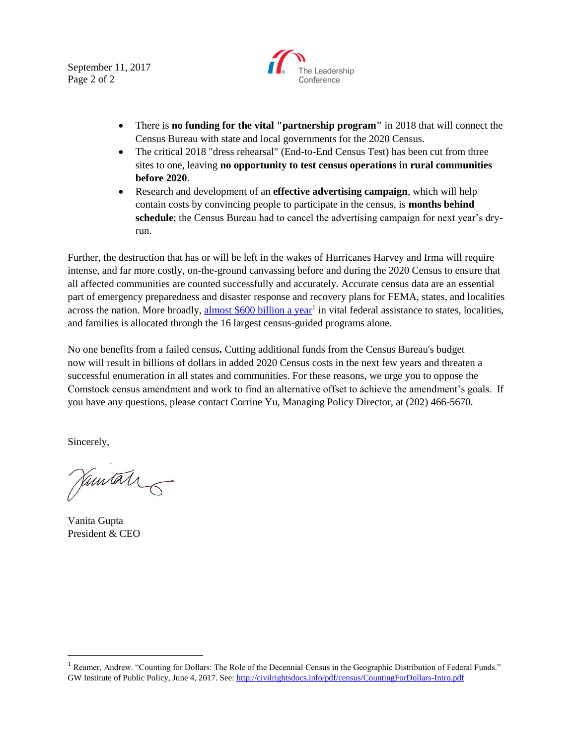- There is **no funding for the vital "partnership program"** in 2018 that will connect the Census Bureau with state and local governments for the 2020 Census.
- The critical 2018 "dress rehearsal" (End-to-End Census Test) has been cut from three sites to one, leaving **no opportunity to test census operations in rural communities before 2020**.
- Research and development of an **effective advertising campaign**, which will help contain costs by convincing people to participate in the census, is **months behind schedule**; the Census Bureau had to cancel the advertising campaign for next year's dry-run.

Further, the destruction that has or will be left in the wakes of Hurricanes Harvey and Irma will require intense, and far more costly, on-the-ground canvassing before and during the 2020 Census to ensure that all affected communities are counted successfully and accurately. Accurate census data are an essential part of emergency preparedness and disaster response and recovery plans for FEMA, states, and localities across the nation. More broadly, almost $600 billion a year[1] in vital federal assistance to states, localities, and families is allocated through the 16 largest census-guided programs alone.

No one benefits from a failed census**.** Cutting additional funds from the Census Bureau's budget now will result in billions of dollars in added 2020 Census costs in the next few years and threaten a successful enumeration in all states and communities. For these reasons, we urge you to oppose the Comstock census amendment and work to find an alternative offset to achieve the amendment's goals. If you have any questions, please contact Corrine Yu, Managing Policy Director, at (202) 466-5670.

Sincerely,

Vanita Gupta
President & CEO

---

[1] Reamer, Andrew. "Counting for Dollars: The Role of the Decennial Census in the Geographic Distribution of Federal Funds." GW Institute of Public Policy, June 4, 2017. See: http://civilrightsdocs.info/pdf/census/CountingForDollars-Intro.pdf